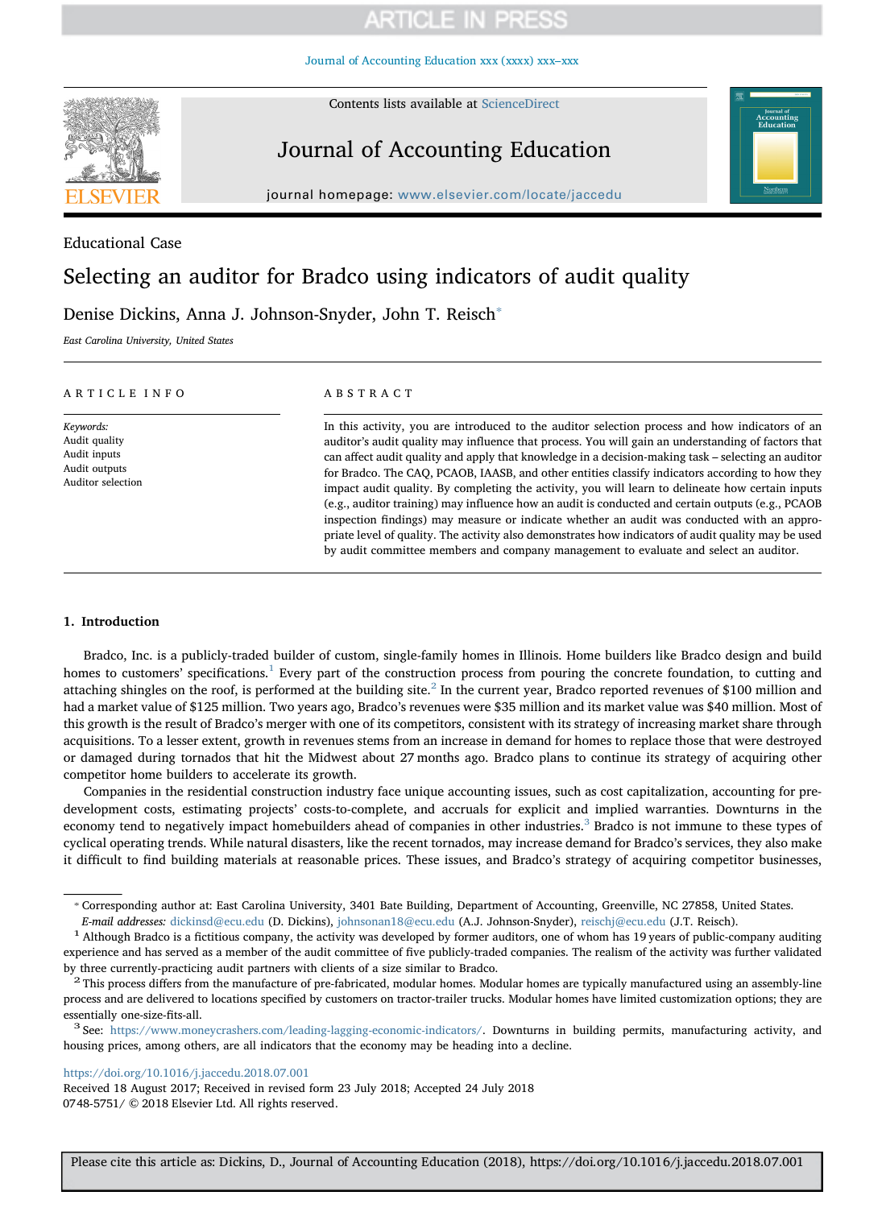Educational Case

# Selecting an auditor for Bradco using indicators of audit quality

Denise Dickins, Anna J. Johnson-Snyder, John T. Reisch*

*East Carolina University, United States*

## ARTICLE INFO

*Keywords:*
Audit quality
Audit inputs
Audit outputs
Auditor selection

## ABSTRACT

In this activity, you are introduced to the auditor selection process and how indicators of an auditor's audit quality may influence that process. You will gain an understanding of factors that can affect audit quality and apply that knowledge in a decision-making task – selecting an auditor for Bradco. The CAQ, PCAOB, IAASB, and other entities classify indicators according to how they impact audit quality. By completing the activity, you will learn to delineate how certain inputs (e.g., auditor training) may influence how an audit is conducted and certain outputs (e.g., PCAOB inspection findings) may measure or indicate whether an audit was conducted with an appropriate level of quality. The activity also demonstrates how indicators of audit quality may be used by audit committee members and company management to evaluate and select an auditor.

## 1. Introduction

Bradco, Inc. is a publicly-traded builder of custom, single-family homes in Illinois. Home builders like Bradco design and build homes to customers' specifications.[1] Every part of the construction process from pouring the concrete foundation, to cutting and attaching shingles on the roof, is performed at the building site.[2] In the current year, Bradco reported revenues of $100 million and had a market value of $125 million. Two years ago, Bradco's revenues were $35 million and its market value was $40 million. Most of this growth is the result of Bradco's merger with one of its competitors, consistent with its strategy of increasing market share through acquisitions. To a lesser extent, growth in revenues stems from an increase in demand for homes to replace those that were destroyed or damaged during tornados that hit the Midwest about 27 months ago. Bradco plans to continue its strategy of acquiring other competitor home builders to accelerate its growth.

Companies in the residential construction industry face unique accounting issues, such as cost capitalization, accounting for pre-development costs, estimating projects' costs-to-complete, and accruals for explicit and implied warranties. Downturns in the economy tend to negatively impact homebuilders ahead of companies in other industries.[3] Bradco is not immune to these types of cyclical operating trends. While natural disasters, like the recent tornados, may increase demand for Bradco's services, they also make it difficult to find building materials at reasonable prices. These issues, and Bradco's strategy of acquiring competitor businesses,

---

* Corresponding author at: East Carolina University, 3401 Bate Building, Department of Accounting, Greenville, NC 27858, United States.
*E-mail addresses:* dickinsd@ecu.edu (D. Dickins), johnsonan18@ecu.edu (A.J. Johnson-Snyder), reischj@ecu.edu (J.T. Reisch).

[1] Although Bradco is a fictitious company, the activity was developed by former auditors, one of whom has 19 years of public-company auditing experience and has served as a member of the audit committee of five publicly-traded companies. The realism of the activity was further validated by three currently-practicing audit partners with clients of a size similar to Bradco.

[2] This process differs from the manufacture of pre-fabricated, modular homes. Modular homes are typically manufactured using an assembly-line process and are delivered to locations specified by customers on tractor-trailer trucks. Modular homes have limited customization options; they are essentially one-size-fits-all.

[3] See: https://www.moneycrashers.com/leading-lagging-economic-indicators/. Downturns in building permits, manufacturing activity, and housing prices, among others, are all indicators that the economy may be heading into a decline.

https://doi.org/10.1016/j.jaccedu.2018.07.001
Received 18 August 2017; Received in revised form 23 July 2018; Accepted 24 July 2018
0748-5751/ © 2018 Elsevier Ltd. All rights reserved.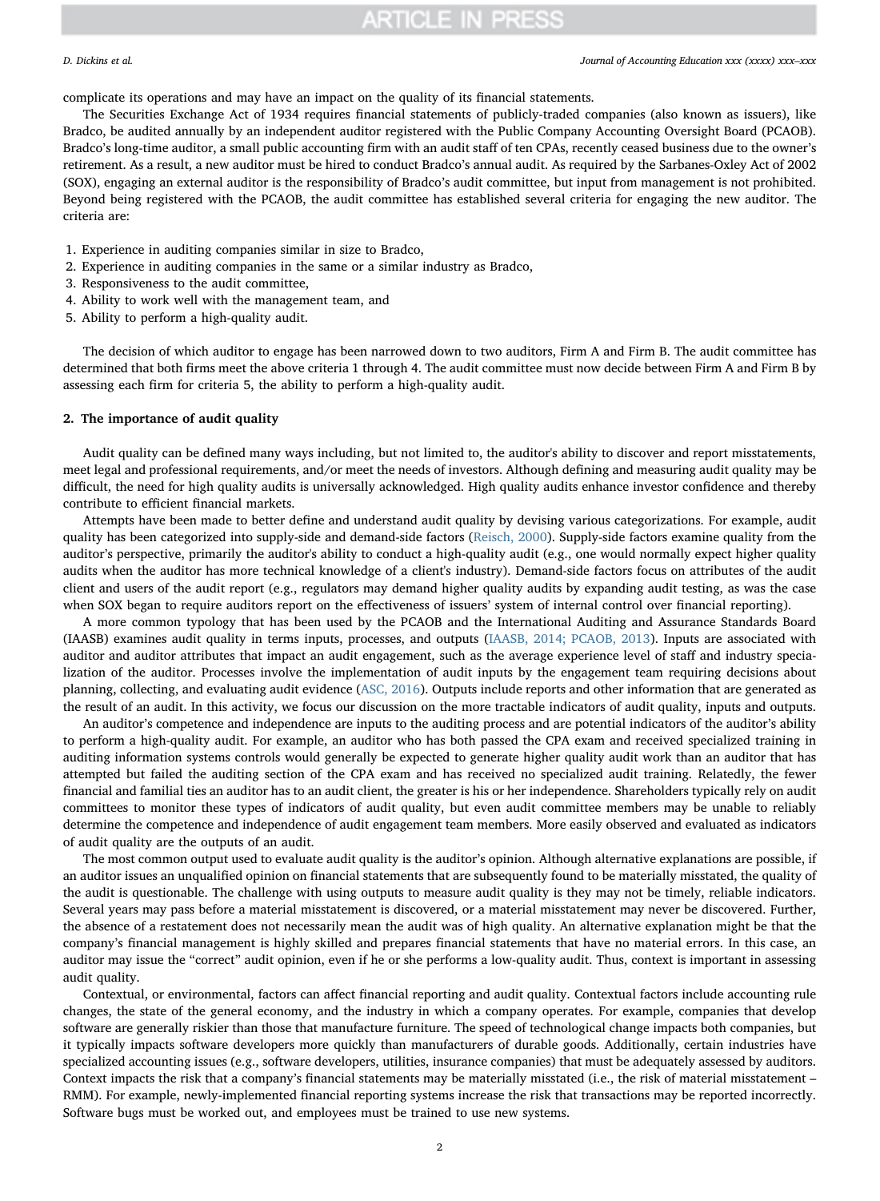complicate its operations and may have an impact on the quality of its financial statements.

The Securities Exchange Act of 1934 requires financial statements of publicly-traded companies (also known as issuers), like Bradco, be audited annually by an independent auditor registered with the Public Company Accounting Oversight Board (PCAOB). Bradco's long-time auditor, a small public accounting firm with an audit staff of ten CPAs, recently ceased business due to the owner's retirement. As a result, a new auditor must be hired to conduct Bradco's annual audit. As required by the Sarbanes-Oxley Act of 2002 (SOX), engaging an external auditor is the responsibility of Bradco's audit committee, but input from management is not prohibited. Beyond being registered with the PCAOB, the audit committee has established several criteria for engaging the new auditor. The criteria are:

1. Experience in auditing companies similar in size to Bradco,
2. Experience in auditing companies in the same or a similar industry as Bradco,
3. Responsiveness to the audit committee,
4. Ability to work well with the management team, and
5. Ability to perform a high-quality audit.

The decision of which auditor to engage has been narrowed down to two auditors, Firm A and Firm B. The audit committee has determined that both firms meet the above criteria 1 through 4. The audit committee must now decide between Firm A and Firm B by assessing each firm for criteria 5, the ability to perform a high-quality audit.

## 2. The importance of audit quality

Audit quality can be defined many ways including, but not limited to, the auditor's ability to discover and report misstatements, meet legal and professional requirements, and/or meet the needs of investors. Although defining and measuring audit quality may be difficult, the need for high quality audits is universally acknowledged. High quality audits enhance investor confidence and thereby contribute to efficient financial markets.

Attempts have been made to better define and understand audit quality by devising various categorizations. For example, audit quality has been categorized into supply-side and demand-side factors (Reisch, 2000). Supply-side factors examine quality from the auditor's perspective, primarily the auditor's ability to conduct a high-quality audit (e.g., one would normally expect higher quality audits when the auditor has more technical knowledge of a client's industry). Demand-side factors focus on attributes of the audit client and users of the audit report (e.g., regulators may demand higher quality audits by expanding audit testing, as was the case when SOX began to require auditors report on the effectiveness of issuers' system of internal control over financial reporting).

A more common typology that has been used by the PCAOB and the International Auditing and Assurance Standards Board (IAASB) examines audit quality in terms inputs, processes, and outputs (IAASB, 2014; PCAOB, 2013). Inputs are associated with auditor and auditor attributes that impact an audit engagement, such as the average experience level of staff and industry specialization of the auditor. Processes involve the implementation of audit inputs by the engagement team requiring decisions about planning, collecting, and evaluating audit evidence (ASC, 2016). Outputs include reports and other information that are generated as the result of an audit. In this activity, we focus our discussion on the more tractable indicators of audit quality, inputs and outputs.

An auditor's competence and independence are inputs to the auditing process and are potential indicators of the auditor's ability to perform a high-quality audit. For example, an auditor who has both passed the CPA exam and received specialized training in auditing information systems controls would generally be expected to generate higher quality audit work than an auditor that has attempted but failed the auditing section of the CPA exam and has received no specialized audit training. Relatedly, the fewer financial and familial ties an auditor has to an audit client, the greater is his or her independence. Shareholders typically rely on audit committees to monitor these types of indicators of audit quality, but even audit committee members may be unable to reliably determine the competence and independence of audit engagement team members. More easily observed and evaluated as indicators of audit quality are the outputs of an audit.

The most common output used to evaluate audit quality is the auditor's opinion. Although alternative explanations are possible, if an auditor issues an unqualified opinion on financial statements that are subsequently found to be materially misstated, the quality of the audit is questionable. The challenge with using outputs to measure audit quality is they may not be timely, reliable indicators. Several years may pass before a material misstatement is discovered, or a material misstatement may never be discovered. Further, the absence of a restatement does not necessarily mean the audit was of high quality. An alternative explanation might be that the company's financial management is highly skilled and prepares financial statements that have no material errors. In this case, an auditor may issue the "correct" audit opinion, even if he or she performs a low-quality audit. Thus, context is important in assessing audit quality.

Contextual, or environmental, factors can affect financial reporting and audit quality. Contextual factors include accounting rule changes, the state of the general economy, and the industry in which a company operates. For example, companies that develop software are generally riskier than those that manufacture furniture. The speed of technological change impacts both companies, but it typically impacts software developers more quickly than manufacturers of durable goods. Additionally, certain industries have specialized accounting issues (e.g., software developers, utilities, insurance companies) that must be adequately assessed by auditors. Context impacts the risk that a company's financial statements may be materially misstated (i.e., the risk of material misstatement – RMM). For example, newly-implemented financial reporting systems increase the risk that transactions may be reported incorrectly. Software bugs must be worked out, and employees must be trained to use new systems.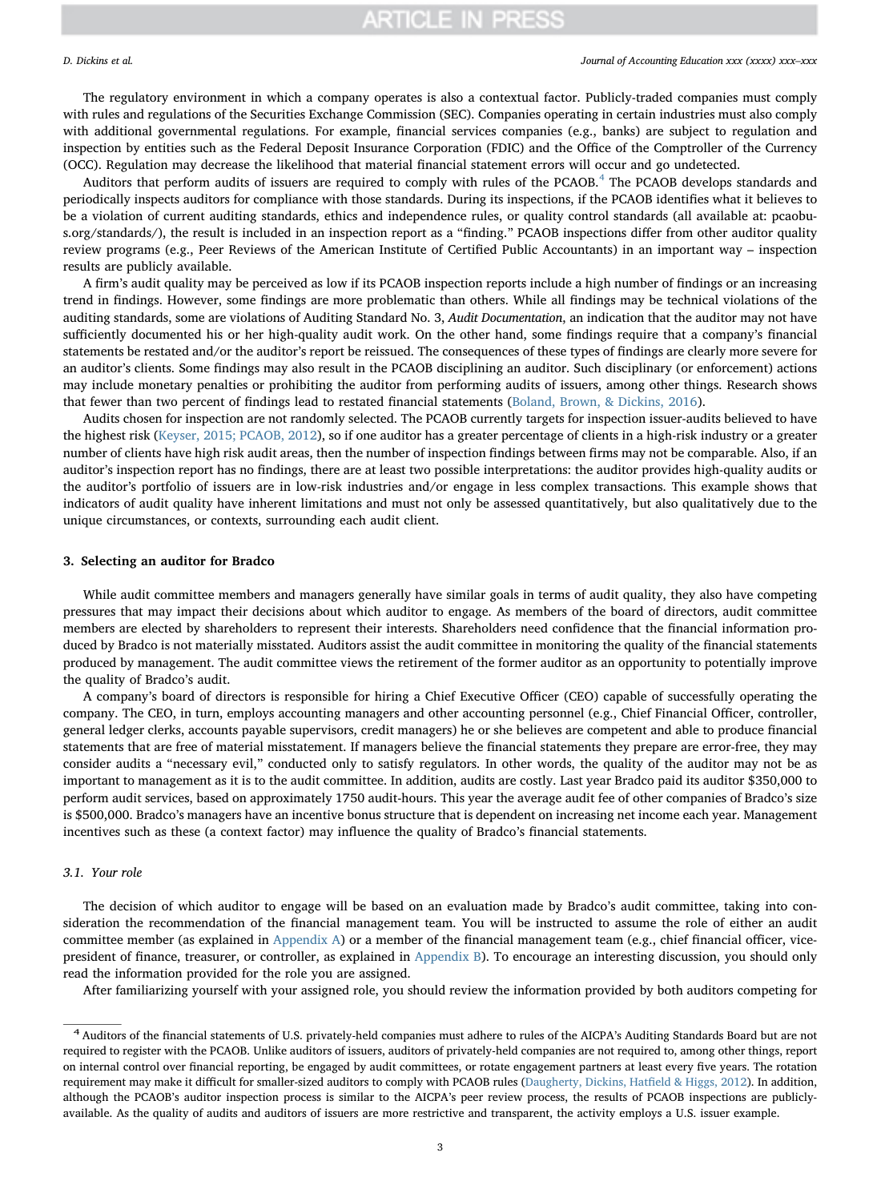The regulatory environment in which a company operates is also a contextual factor. Publicly-traded companies must comply with rules and regulations of the Securities Exchange Commission (SEC). Companies operating in certain industries must also comply with additional governmental regulations. For example, financial services companies (e.g., banks) are subject to regulation and inspection by entities such as the Federal Deposit Insurance Corporation (FDIC) and the Office of the Comptroller of the Currency (OCC). Regulation may decrease the likelihood that material financial statement errors will occur and go undetected.

Auditors that perform audits of issuers are required to comply with rules of the PCAOB.[4] The PCAOB develops standards and periodically inspects auditors for compliance with those standards. During its inspections, if the PCAOB identifies what it believes to be a violation of current auditing standards, ethics and independence rules, or quality control standards (all available at: pcaobus.org/standards/), the result is included in an inspection report as a "finding." PCAOB inspections differ from other auditor quality review programs (e.g., Peer Reviews of the American Institute of Certified Public Accountants) in an important way – inspection results are publicly available.

A firm's audit quality may be perceived as low if its PCAOB inspection reports include a high number of findings or an increasing trend in findings. However, some findings are more problematic than others. While all findings may be technical violations of the auditing standards, some are violations of Auditing Standard No. 3, *Audit Documentation*, an indication that the auditor may not have sufficiently documented his or her high-quality audit work. On the other hand, some findings require that a company's financial statements be restated and/or the auditor's report be reissued. The consequences of these types of findings are clearly more severe for an auditor's clients. Some findings may also result in the PCAOB disciplining an auditor. Such disciplinary (or enforcement) actions may include monetary penalties or prohibiting the auditor from performing audits of issuers, among other things. Research shows that fewer than two percent of findings lead to restated financial statements (Boland, Brown, & Dickins, 2016).

Audits chosen for inspection are not randomly selected. The PCAOB currently targets for inspection issuer-audits believed to have the highest risk (Keyser, 2015; PCAOB, 2012), so if one auditor has a greater percentage of clients in a high-risk industry or a greater number of clients have high risk audit areas, then the number of inspection findings between firms may not be comparable. Also, if an auditor's inspection report has no findings, there are at least two possible interpretations: the auditor provides high-quality audits or the auditor's portfolio of issuers are in low-risk industries and/or engage in less complex transactions. This example shows that indicators of audit quality have inherent limitations and must not only be assessed quantitatively, but also qualitatively due to the unique circumstances, or contexts, surrounding each audit client.

## 3. Selecting an auditor for Bradco

While audit committee members and managers generally have similar goals in terms of audit quality, they also have competing pressures that may impact their decisions about which auditor to engage. As members of the board of directors, audit committee members are elected by shareholders to represent their interests. Shareholders need confidence that the financial information produced by Bradco is not materially misstated. Auditors assist the audit committee in monitoring the quality of the financial statements produced by management. The audit committee views the retirement of the former auditor as an opportunity to potentially improve the quality of Bradco's audit.

A company's board of directors is responsible for hiring a Chief Executive Officer (CEO) capable of successfully operating the company. The CEO, in turn, employs accounting managers and other accounting personnel (e.g., Chief Financial Officer, controller, general ledger clerks, accounts payable supervisors, credit managers) he or she believes are competent and able to produce financial statements that are free of material misstatement. If managers believe the financial statements they prepare are error-free, they may consider audits a "necessary evil," conducted only to satisfy regulators. In other words, the quality of the auditor may not be as important to management as it is to the audit committee. In addition, audits are costly. Last year Bradco paid its auditor $350,000 to perform audit services, based on approximately 1750 audit-hours. This year the average audit fee of other companies of Bradco's size is $500,000. Bradco's managers have an incentive bonus structure that is dependent on increasing net income each year. Management incentives such as these (a context factor) may influence the quality of Bradco's financial statements.

### 3.1. Your role

The decision of which auditor to engage will be based on an evaluation made by Bradco's audit committee, taking into consideration the recommendation of the financial management team. You will be instructed to assume the role of either an audit committee member (as explained in Appendix A) or a member of the financial management team (e.g., chief financial officer, vice-president of finance, treasurer, or controller, as explained in Appendix B). To encourage an interesting discussion, you should only read the information provided for the role you are assigned.

After familiarizing yourself with your assigned role, you should review the information provided by both auditors competing for

---

[4] Auditors of the financial statements of U.S. privately-held companies must adhere to rules of the AICPA's Auditing Standards Board but are not required to register with the PCAOB. Unlike auditors of issuers, auditors of privately-held companies are not required to, among other things, report on internal control over financial reporting, be engaged by audit committees, or rotate engagement partners at least every five years. The rotation requirement may make it difficult for smaller-sized auditors to comply with PCAOB rules (Daugherty, Dickins, Hatfield & Higgs, 2012). In addition, although the PCAOB's auditor inspection process is similar to the AICPA's peer review process, the results of PCAOB inspections are publicly-available. As the quality of audits and auditors of issuers are more restrictive and transparent, the activity employs a U.S. issuer example.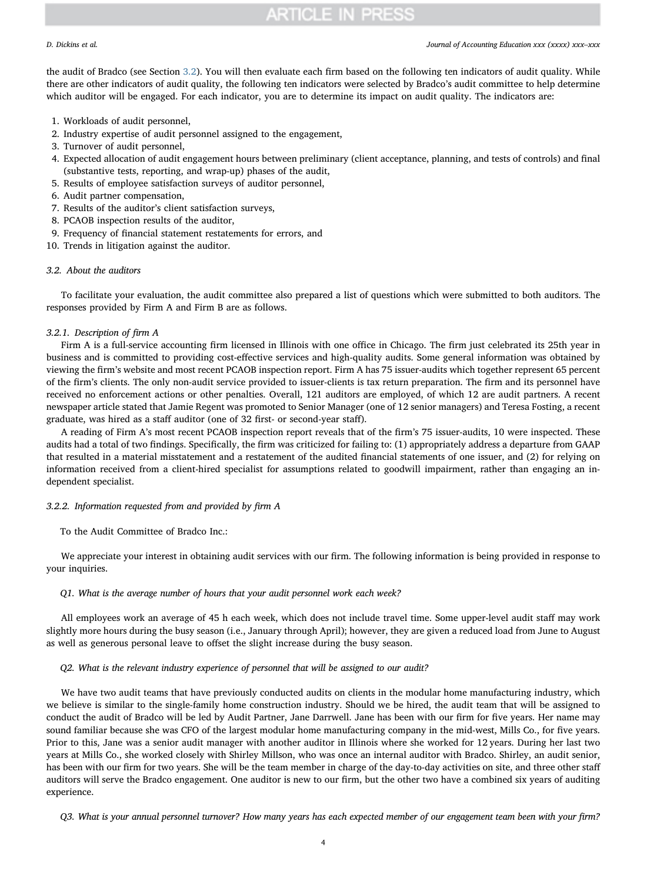the audit of Bradco (see Section 3.2). You will then evaluate each firm based on the following ten indicators of audit quality. While there are other indicators of audit quality, the following ten indicators were selected by Bradco's audit committee to help determine which auditor will be engaged. For each indicator, you are to determine its impact on audit quality. The indicators are:

1. Workloads of audit personnel,
2. Industry expertise of audit personnel assigned to the engagement,
3. Turnover of audit personnel,
4. Expected allocation of audit engagement hours between preliminary (client acceptance, planning, and tests of controls) and final (substantive tests, reporting, and wrap-up) phases of the audit,
5. Results of employee satisfaction surveys of auditor personnel,
6. Audit partner compensation,
7. Results of the auditor's client satisfaction surveys,
8. PCAOB inspection results of the auditor,
9. Frequency of financial statement restatements for errors, and
10. Trends in litigation against the auditor.

### 3.2. About the auditors

To facilitate your evaluation, the audit committee also prepared a list of questions which were submitted to both auditors. The responses provided by Firm A and Firm B are as follows.

#### 3.2.1. Description of firm A

Firm A is a full-service accounting firm licensed in Illinois with one office in Chicago. The firm just celebrated its 25th year in business and is committed to providing cost-effective services and high-quality audits. Some general information was obtained by viewing the firm's website and most recent PCAOB inspection report. Firm A has 75 issuer-audits which together represent 65 percent of the firm's clients. The only non-audit service provided to issuer-clients is tax return preparation. The firm and its personnel have received no enforcement actions or other penalties. Overall, 121 auditors are employed, of which 12 are audit partners. A recent newspaper article stated that Jamie Regent was promoted to Senior Manager (one of 12 senior managers) and Teresa Fosting, a recent graduate, was hired as a staff auditor (one of 32 first- or second-year staff).

A reading of Firm A's most recent PCAOB inspection report reveals that of the firm's 75 issuer-audits, 10 were inspected. These audits had a total of two findings. Specifically, the firm was criticized for failing to: (1) appropriately address a departure from GAAP that resulted in a material misstatement and a restatement of the audited financial statements of one issuer, and (2) for relying on information received from a client-hired specialist for assumptions related to goodwill impairment, rather than engaging an independent specialist.

#### 3.2.2. Information requested from and provided by firm A

To the Audit Committee of Bradco Inc.:

We appreciate your interest in obtaining audit services with our firm. The following information is being provided in response to your inquiries.

*Q1. What is the average number of hours that your audit personnel work each week?*

All employees work an average of 45 h each week, which does not include travel time. Some upper-level audit staff may work slightly more hours during the busy season (i.e., January through April); however, they are given a reduced load from June to August as well as generous personal leave to offset the slight increase during the busy season.

*Q2. What is the relevant industry experience of personnel that will be assigned to our audit?*

We have two audit teams that have previously conducted audits on clients in the modular home manufacturing industry, which we believe is similar to the single-family home construction industry. Should we be hired, the audit team that will be assigned to conduct the audit of Bradco will be led by Audit Partner, Jane Darrwell. Jane has been with our firm for five years. Her name may sound familiar because she was CFO of the largest modular home manufacturing company in the mid-west, Mills Co., for five years. Prior to this, Jane was a senior audit manager with another auditor in Illinois where she worked for 12 years. During her last two years at Mills Co., she worked closely with Shirley Millson, who was once an internal auditor with Bradco. Shirley, an audit senior, has been with our firm for two years. She will be the team member in charge of the day-to-day activities on site, and three other staff auditors will serve the Bradco engagement. One auditor is new to our firm, but the other two have a combined six years of auditing experience.

*Q3. What is your annual personnel turnover? How many years has each expected member of our engagement team been with your firm?*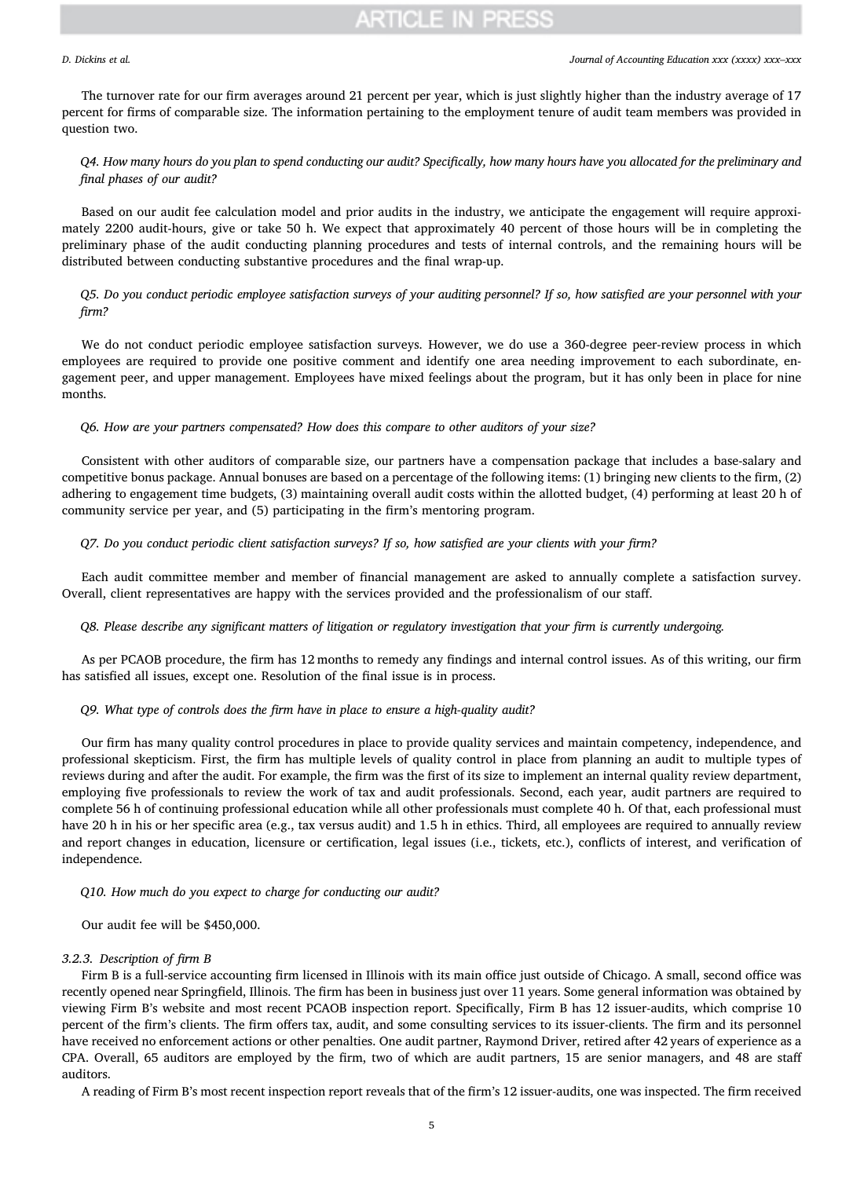The turnover rate for our firm averages around 21 percent per year, which is just slightly higher than the industry average of 17 percent for firms of comparable size. The information pertaining to the employment tenure of audit team members was provided in question two.

*Q4. How many hours do you plan to spend conducting our audit? Specifically, how many hours have you allocated for the preliminary and final phases of our audit?*

Based on our audit fee calculation model and prior audits in the industry, we anticipate the engagement will require approximately 2200 audit-hours, give or take 50 h. We expect that approximately 40 percent of those hours will be in completing the preliminary phase of the audit conducting planning procedures and tests of internal controls, and the remaining hours will be distributed between conducting substantive procedures and the final wrap-up.

*Q5. Do you conduct periodic employee satisfaction surveys of your auditing personnel? If so, how satisfied are your personnel with your firm?*

We do not conduct periodic employee satisfaction surveys. However, we do use a 360-degree peer-review process in which employees are required to provide one positive comment and identify one area needing improvement to each subordinate, engagement peer, and upper management. Employees have mixed feelings about the program, but it has only been in place for nine months.

*Q6. How are your partners compensated? How does this compare to other auditors of your size?*

Consistent with other auditors of comparable size, our partners have a compensation package that includes a base-salary and competitive bonus package. Annual bonuses are based on a percentage of the following items: (1) bringing new clients to the firm, (2) adhering to engagement time budgets, (3) maintaining overall audit costs within the allotted budget, (4) performing at least 20 h of community service per year, and (5) participating in the firm's mentoring program.

*Q7. Do you conduct periodic client satisfaction surveys? If so, how satisfied are your clients with your firm?*

Each audit committee member and member of financial management are asked to annually complete a satisfaction survey. Overall, client representatives are happy with the services provided and the professionalism of our staff.

*Q8. Please describe any significant matters of litigation or regulatory investigation that your firm is currently undergoing.*

As per PCAOB procedure, the firm has 12 months to remedy any findings and internal control issues. As of this writing, our firm has satisfied all issues, except one. Resolution of the final issue is in process.

*Q9. What type of controls does the firm have in place to ensure a high-quality audit?*

Our firm has many quality control procedures in place to provide quality services and maintain competency, independence, and professional skepticism. First, the firm has multiple levels of quality control in place from planning an audit to multiple types of reviews during and after the audit. For example, the firm was the first of its size to implement an internal quality review department, employing five professionals to review the work of tax and audit professionals. Second, each year, audit partners are required to complete 56 h of continuing professional education while all other professionals must complete 40 h. Of that, each professional must have 20 h in his or her specific area (e.g., tax versus audit) and 1.5 h in ethics. Third, all employees are required to annually review and report changes in education, licensure or certification, legal issues (i.e., tickets, etc.), conflicts of interest, and verification of independence.

*Q10. How much do you expect to charge for conducting our audit?*

Our audit fee will be $450,000.

#### 3.2.3. Description of firm B

Firm B is a full-service accounting firm licensed in Illinois with its main office just outside of Chicago. A small, second office was recently opened near Springfield, Illinois. The firm has been in business just over 11 years. Some general information was obtained by viewing Firm B's website and most recent PCAOB inspection report. Specifically, Firm B has 12 issuer-audits, which comprise 10 percent of the firm's clients. The firm offers tax, audit, and some consulting services to its issuer-clients. The firm and its personnel have received no enforcement actions or other penalties. One audit partner, Raymond Driver, retired after 42 years of experience as a CPA. Overall, 65 auditors are employed by the firm, two of which are audit partners, 15 are senior managers, and 48 are staff auditors.

A reading of Firm B's most recent inspection report reveals that of the firm's 12 issuer-audits, one was inspected. The firm received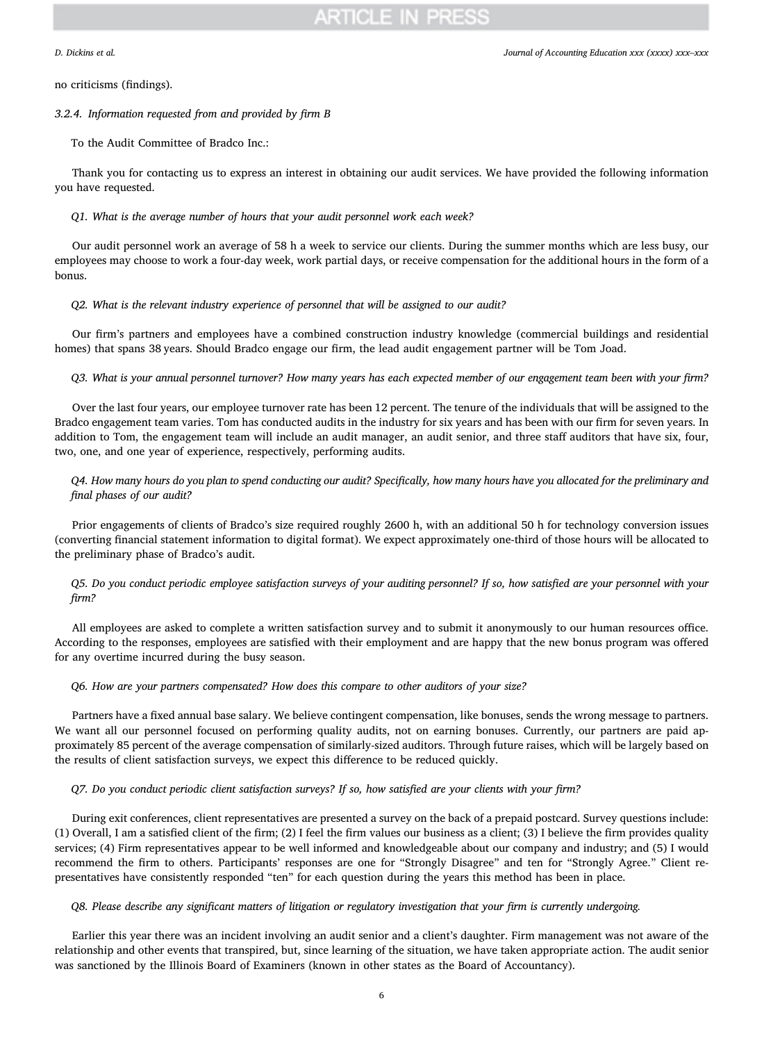no criticisms (findings).

#### 3.2.4. Information requested from and provided by firm B

To the Audit Committee of Bradco Inc.:

Thank you for contacting us to express an interest in obtaining our audit services. We have provided the following information you have requested.

*Q1. What is the average number of hours that your audit personnel work each week?*

Our audit personnel work an average of 58 h a week to service our clients. During the summer months which are less busy, our employees may choose to work a four-day week, work partial days, or receive compensation for the additional hours in the form of a bonus.

*Q2. What is the relevant industry experience of personnel that will be assigned to our audit?*

Our firm's partners and employees have a combined construction industry knowledge (commercial buildings and residential homes) that spans 38 years. Should Bradco engage our firm, the lead audit engagement partner will be Tom Joad.

*Q3. What is your annual personnel turnover? How many years has each expected member of our engagement team been with your firm?*

Over the last four years, our employee turnover rate has been 12 percent. The tenure of the individuals that will be assigned to the Bradco engagement team varies. Tom has conducted audits in the industry for six years and has been with our firm for seven years. In addition to Tom, the engagement team will include an audit manager, an audit senior, and three staff auditors that have six, four, two, one, and one year of experience, respectively, performing audits.

*Q4. How many hours do you plan to spend conducting our audit? Specifically, how many hours have you allocated for the preliminary and final phases of our audit?*

Prior engagements of clients of Bradco's size required roughly 2600 h, with an additional 50 h for technology conversion issues (converting financial statement information to digital format). We expect approximately one-third of those hours will be allocated to the preliminary phase of Bradco's audit.

*Q5. Do you conduct periodic employee satisfaction surveys of your auditing personnel? If so, how satisfied are your personnel with your firm?*

All employees are asked to complete a written satisfaction survey and to submit it anonymously to our human resources office. According to the responses, employees are satisfied with their employment and are happy that the new bonus program was offered for any overtime incurred during the busy season.

*Q6. How are your partners compensated? How does this compare to other auditors of your size?*

Partners have a fixed annual base salary. We believe contingent compensation, like bonuses, sends the wrong message to partners. We want all our personnel focused on performing quality audits, not on earning bonuses. Currently, our partners are paid approximately 85 percent of the average compensation of similarly-sized auditors. Through future raises, which will be largely based on the results of client satisfaction surveys, we expect this difference to be reduced quickly.

*Q7. Do you conduct periodic client satisfaction surveys? If so, how satisfied are your clients with your firm?*

During exit conferences, client representatives are presented a survey on the back of a prepaid postcard. Survey questions include: (1) Overall, I am a satisfied client of the firm; (2) I feel the firm values our business as a client; (3) I believe the firm provides quality services; (4) Firm representatives appear to be well informed and knowledgeable about our company and industry; and (5) I would recommend the firm to others. Participants' responses are one for "Strongly Disagree" and ten for "Strongly Agree." Client representatives have consistently responded "ten" for each question during the years this method has been in place.

*Q8. Please describe any significant matters of litigation or regulatory investigation that your firm is currently undergoing.*

Earlier this year there was an incident involving an audit senior and a client's daughter. Firm management was not aware of the relationship and other events that transpired, but, since learning of the situation, we have taken appropriate action. The audit senior was sanctioned by the Illinois Board of Examiners (known in other states as the Board of Accountancy).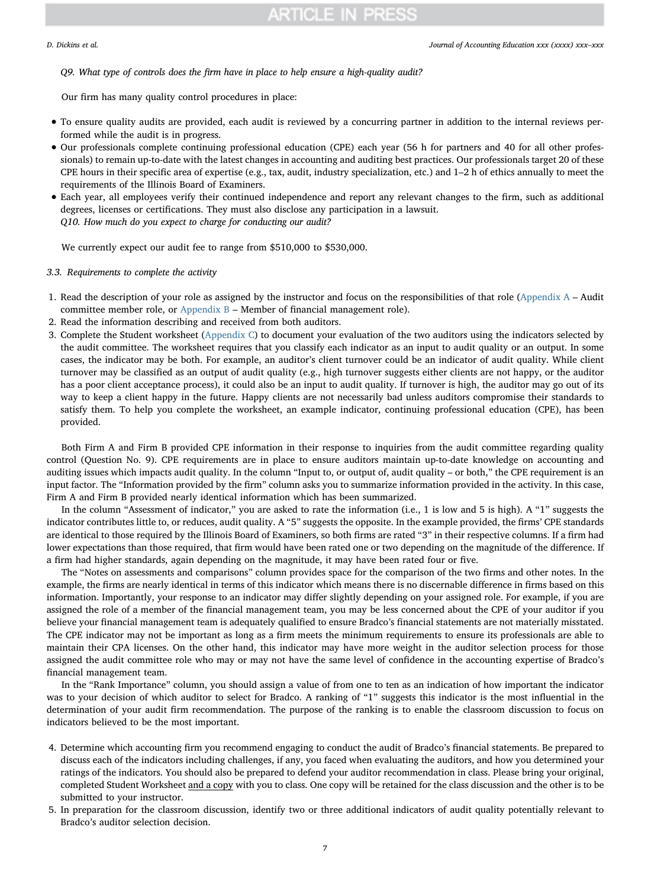*Q9. What type of controls does the firm have in place to help ensure a high-quality audit?*

Our firm has many quality control procedures in place:

- To ensure quality audits are provided, each audit is reviewed by a concurring partner in addition to the internal reviews performed while the audit is in progress.
- Our professionals complete continuing professional education (CPE) each year (56 h for partners and 40 for all other professionals) to remain up-to-date with the latest changes in accounting and auditing best practices. Our professionals target 20 of these CPE hours in their specific area of expertise (e.g., tax, audit, industry specialization, etc.) and 1–2 h of ethics annually to meet the requirements of the Illinois Board of Examiners.
- Each year, all employees verify their continued independence and report any relevant changes to the firm, such as additional degrees, licenses or certifications. They must also disclose any participation in a lawsuit.

*Q10. How much do you expect to charge for conducting our audit?*

We currently expect our audit fee to range from $510,000 to $530,000.

### 3.3. Requirements to complete the activity

1. Read the description of your role as assigned by the instructor and focus on the responsibilities of that role (Appendix A – Audit committee member role, or Appendix B – Member of financial management role).
2. Read the information describing and received from both auditors.
3. Complete the Student worksheet (Appendix C) to document your evaluation of the two auditors using the indicators selected by the audit committee. The worksheet requires that you classify each indicator as an input to audit quality or an output. In some cases, the indicator may be both. For example, an auditor's client turnover could be an indicator of audit quality. While client turnover may be classified as an output of audit quality (e.g., high turnover suggests either clients are not happy, or the auditor has a poor client acceptance process), it could also be an input to audit quality. If turnover is high, the auditor may go out of its way to keep a client happy in the future. Happy clients are not necessarily bad unless auditors compromise their standards to satisfy them. To help you complete the worksheet, an example indicator, continuing professional education (CPE), has been provided.

Both Firm A and Firm B provided CPE information in their response to inquiries from the audit committee regarding quality control (Question No. 9). CPE requirements are in place to ensure auditors maintain up-to-date knowledge on accounting and auditing issues which impacts audit quality. In the column "Input to, or output of, audit quality – or both," the CPE requirement is an input factor. The "Information provided by the firm" column asks you to summarize information provided in the activity. In this case, Firm A and Firm B provided nearly identical information which has been summarized.

In the column "Assessment of indicator," you are asked to rate the information (i.e., 1 is low and 5 is high). A "1" suggests the indicator contributes little to, or reduces, audit quality. A "5" suggests the opposite. In the example provided, the firms' CPE standards are identical to those required by the Illinois Board of Examiners, so both firms are rated "3" in their respective columns. If a firm had lower expectations than those required, that firm would have been rated one or two depending on the magnitude of the difference. If a firm had higher standards, again depending on the magnitude, it may have been rated four or five.

The "Notes on assessments and comparisons" column provides space for the comparison of the two firms and other notes. In the example, the firms are nearly identical in terms of this indicator which means there is no discernable difference in firms based on this information. Importantly, your response to an indicator may differ slightly depending on your assigned role. For example, if you are assigned the role of a member of the financial management team, you may be less concerned about the CPE of your auditor if you believe your financial management team is adequately qualified to ensure Bradco's financial statements are not materially misstated. The CPE indicator may not be important as long as a firm meets the minimum requirements to ensure its professionals are able to maintain their CPA licenses. On the other hand, this indicator may have more weight in the auditor selection process for those assigned the audit committee role who may or may not have the same level of confidence in the accounting expertise of Bradco's financial management team.

In the "Rank Importance" column, you should assign a value of from one to ten as an indication of how important the indicator was to your decision of which auditor to select for Bradco. A ranking of "1" suggests this indicator is the most influential in the determination of your audit firm recommendation. The purpose of the ranking is to enable the classroom discussion to focus on indicators believed to be the most important.

4. Determine which accounting firm you recommend engaging to conduct the audit of Bradco's financial statements. Be prepared to discuss each of the indicators including challenges, if any, you faced when evaluating the auditors, and how you determined your ratings of the indicators. You should also be prepared to defend your auditor recommendation in class. Please bring your original, completed Student Worksheet and a copy with you to class. One copy will be retained for the class discussion and the other is to be submitted to your instructor.
5. In preparation for the classroom discussion, identify two or three additional indicators of audit quality potentially relevant to Bradco's auditor selection decision.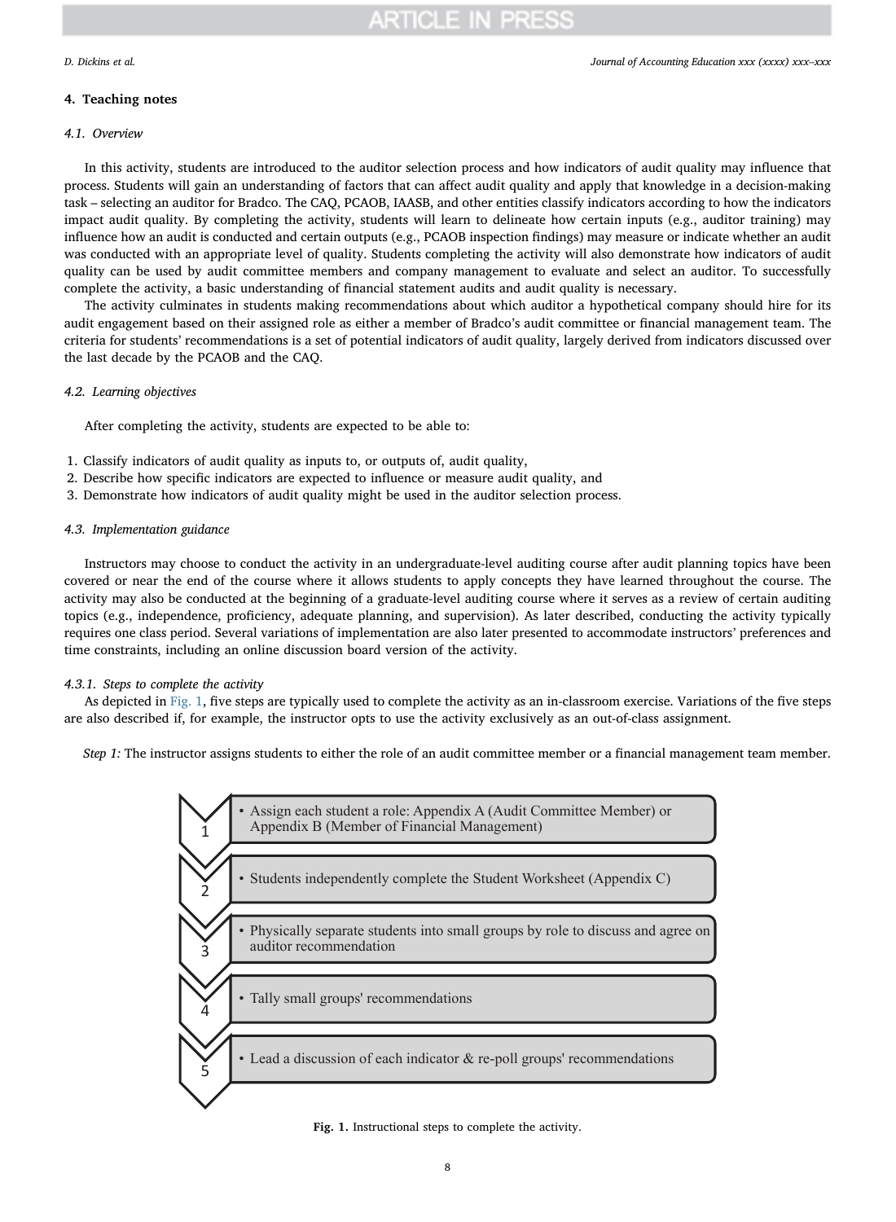## 4. Teaching notes

### 4.1. Overview

In this activity, students are introduced to the auditor selection process and how indicators of audit quality may influence that process. Students will gain an understanding of factors that can affect audit quality and apply that knowledge in a decision-making task – selecting an auditor for Bradco. The CAQ, PCAOB, IAASB, and other entities classify indicators according to how the indicators impact audit quality. By completing the activity, students will learn to delineate how certain inputs (e.g., auditor training) may influence how an audit is conducted and certain outputs (e.g., PCAOB inspection findings) may measure or indicate whether an audit was conducted with an appropriate level of quality. Students completing the activity will also demonstrate how indicators of audit quality can be used by audit committee members and company management to evaluate and select an auditor. To successfully complete the activity, a basic understanding of financial statement audits and audit quality is necessary.

The activity culminates in students making recommendations about which auditor a hypothetical company should hire for its audit engagement based on their assigned role as either a member of Bradco's audit committee or financial management team. The criteria for students' recommendations is a set of potential indicators of audit quality, largely derived from indicators discussed over the last decade by the PCAOB and the CAQ.

### 4.2. Learning objectives

After completing the activity, students are expected to be able to:

1. Classify indicators of audit quality as inputs to, or outputs of, audit quality,
2. Describe how specific indicators are expected to influence or measure audit quality, and
3. Demonstrate how indicators of audit quality might be used in the auditor selection process.

### 4.3. Implementation guidance

Instructors may choose to conduct the activity in an undergraduate-level auditing course after audit planning topics have been covered or near the end of the course where it allows students to apply concepts they have learned throughout the course. The activity may also be conducted at the beginning of a graduate-level auditing course where it serves as a review of certain auditing topics (e.g., independence, proficiency, adequate planning, and supervision). As later described, conducting the activity typically requires one class period. Several variations of implementation are also later presented to accommodate instructors' preferences and time constraints, including an online discussion board version of the activity.

#### 4.3.1. Steps to complete the activity

As depicted in Fig. 1, five steps are typically used to complete the activity as an in-classroom exercise. Variations of the five steps are also described if, for example, the instructor opts to use the activity exclusively as an out-of-class assignment.

*Step 1:* The instructor assigns students to either the role of an audit committee member or a financial management team member.

1. Assign each student a role: Appendix A (Audit Committee Member) or Appendix B (Member of Financial Management)
2. Students independently complete the Student Worksheet (Appendix C)
3. Physically separate students into small groups by role to discuss and agree on auditor recommendation
4. Tally small groups' recommendations
5. Lead a discussion of each indicator & re-poll groups' recommendations

**Fig. 1.** Instructional steps to complete the activity.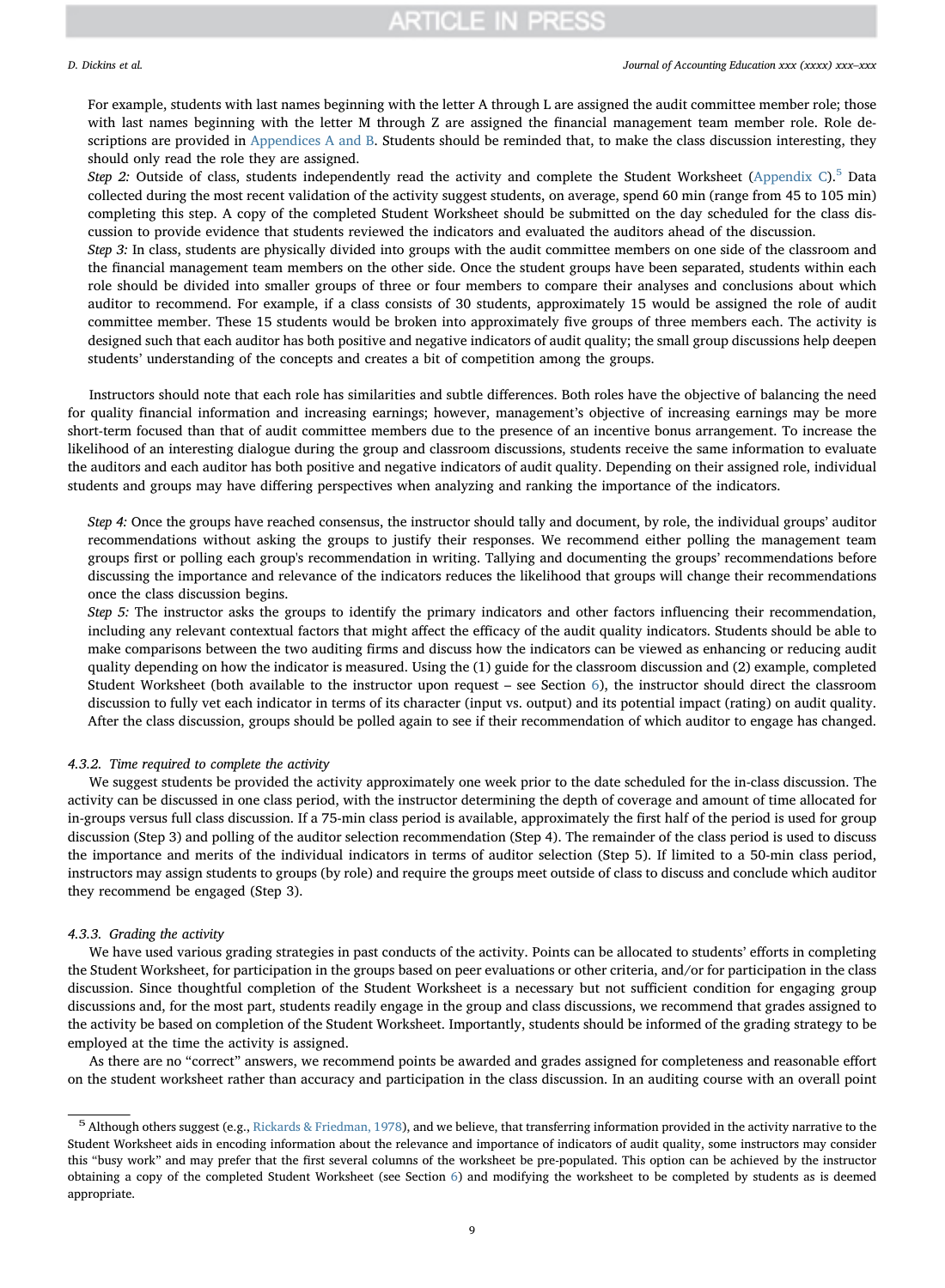For example, students with last names beginning with the letter A through L are assigned the audit committee member role; those with last names beginning with the letter M through Z are assigned the financial management team member role. Role descriptions are provided in Appendices A and B. Students should be reminded that, to make the class discussion interesting, they should only read the role they are assigned.

*Step 2:* Outside of class, students independently read the activity and complete the Student Worksheet (Appendix C).[5] Data collected during the most recent validation of the activity suggest students, on average, spend 60 min (range from 45 to 105 min) completing this step. A copy of the completed Student Worksheet should be submitted on the day scheduled for the class discussion to provide evidence that students reviewed the indicators and evaluated the auditors ahead of the discussion.

*Step 3:* In class, students are physically divided into groups with the audit committee members on one side of the classroom and the financial management team members on the other side. Once the student groups have been separated, students within each role should be divided into smaller groups of three or four members to compare their analyses and conclusions about which auditor to recommend. For example, if a class consists of 30 students, approximately 15 would be assigned the role of audit committee member. These 15 students would be broken into approximately five groups of three members each. The activity is designed such that each auditor has both positive and negative indicators of audit quality; the small group discussions help deepen students' understanding of the concepts and creates a bit of competition among the groups.

Instructors should note that each role has similarities and subtle differences. Both roles have the objective of balancing the need for quality financial information and increasing earnings; however, management's objective of increasing earnings may be more short-term focused than that of audit committee members due to the presence of an incentive bonus arrangement. To increase the likelihood of an interesting dialogue during the group and classroom discussions, students receive the same information to evaluate the auditors and each auditor has both positive and negative indicators of audit quality. Depending on their assigned role, individual students and groups may have differing perspectives when analyzing and ranking the importance of the indicators.

*Step 4:* Once the groups have reached consensus, the instructor should tally and document, by role, the individual groups' auditor recommendations without asking the groups to justify their responses. We recommend either polling the management team groups first or polling each group's recommendation in writing. Tallying and documenting the groups' recommendations before discussing the importance and relevance of the indicators reduces the likelihood that groups will change their recommendations once the class discussion begins.

*Step 5:* The instructor asks the groups to identify the primary indicators and other factors influencing their recommendation, including any relevant contextual factors that might affect the efficacy of the audit quality indicators. Students should be able to make comparisons between the two auditing firms and discuss how the indicators can be viewed as enhancing or reducing audit quality depending on how the indicator is measured. Using the (1) guide for the classroom discussion and (2) example, completed Student Worksheet (both available to the instructor upon request – see Section 6), the instructor should direct the classroom discussion to fully vet each indicator in terms of its character (input vs. output) and its potential impact (rating) on audit quality. After the class discussion, groups should be polled again to see if their recommendation of which auditor to engage has changed.

#### 4.3.2. Time required to complete the activity

We suggest students be provided the activity approximately one week prior to the date scheduled for the in-class discussion. The activity can be discussed in one class period, with the instructor determining the depth of coverage and amount of time allocated for in-groups versus full class discussion. If a 75-min class period is available, approximately the first half of the period is used for group discussion (Step 3) and polling of the auditor selection recommendation (Step 4). The remainder of the class period is used to discuss the importance and merits of the individual indicators in terms of auditor selection (Step 5). If limited to a 50-min class period, instructors may assign students to groups (by role) and require the groups meet outside of class to discuss and conclude which auditor they recommend be engaged (Step 3).

#### 4.3.3. Grading the activity

We have used various grading strategies in past conducts of the activity. Points can be allocated to students' efforts in completing the Student Worksheet, for participation in the groups based on peer evaluations or other criteria, and/or for participation in the class discussion. Since thoughtful completion of the Student Worksheet is a necessary but not sufficient condition for engaging group discussions and, for the most part, students readily engage in the group and class discussions, we recommend that grades assigned to the activity be based on completion of the Student Worksheet. Importantly, students should be informed of the grading strategy to be employed at the time the activity is assigned.

As there are no "correct" answers, we recommend points be awarded and grades assigned for completeness and reasonable effort on the student worksheet rather than accuracy and participation in the class discussion. In an auditing course with an overall point

---

[5] Although others suggest (e.g., Rickards & Friedman, 1978), and we believe, that transferring information provided in the activity narrative to the Student Worksheet aids in encoding information about the relevance and importance of indicators of audit quality, some instructors may consider this "busy work" and may prefer that the first several columns of the worksheet be pre-populated. This option can be achieved by the instructor obtaining a copy of the completed Student Worksheet (see Section 6) and modifying the worksheet to be completed by students as is deemed appropriate.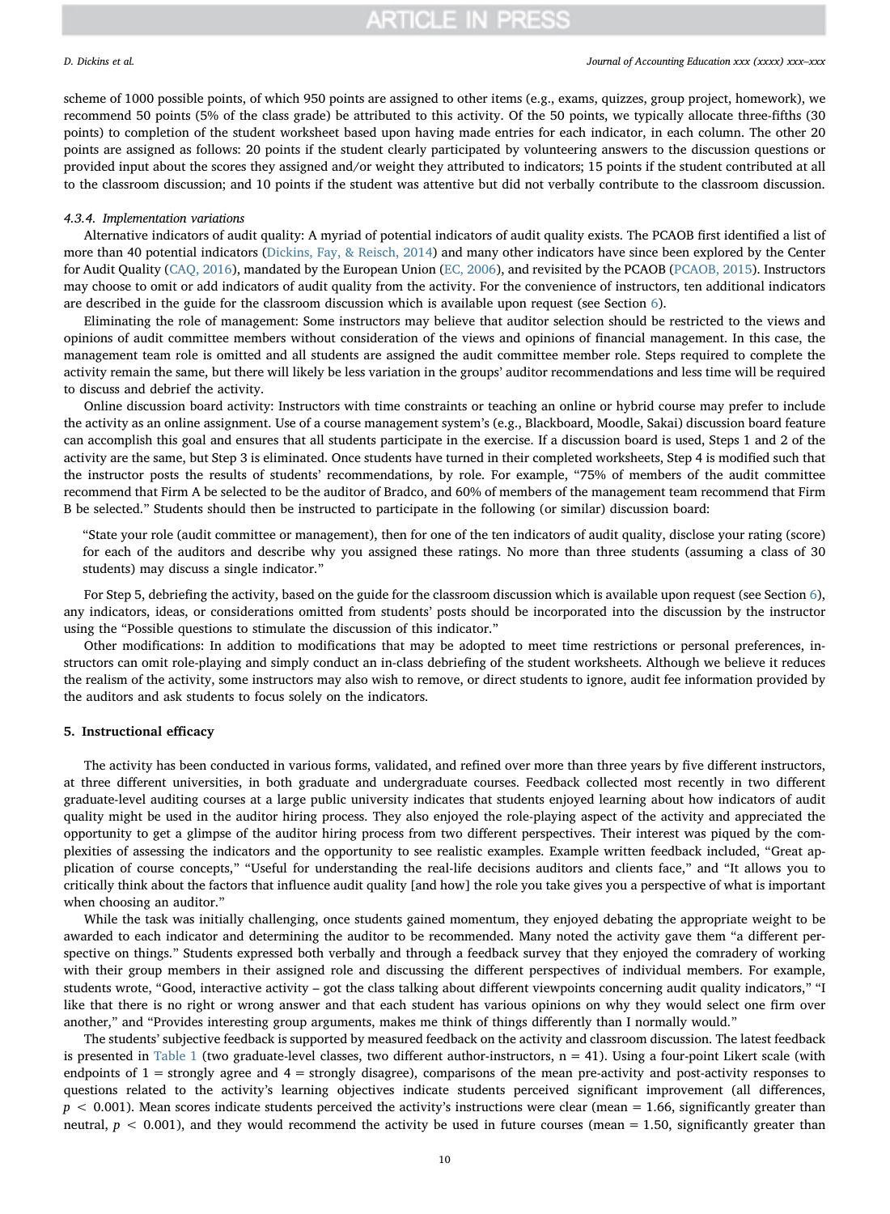scheme of 1000 possible points, of which 950 points are assigned to other items (e.g., exams, quizzes, group project, homework), we recommend 50 points (5% of the class grade) be attributed to this activity. Of the 50 points, we typically allocate three-fifths (30 points) to completion of the student worksheet based upon having made entries for each indicator, in each column. The other 20 points are assigned as follows: 20 points if the student clearly participated by volunteering answers to the discussion questions or provided input about the scores they assigned and/or weight they attributed to indicators; 15 points if the student contributed at all to the classroom discussion; and 10 points if the student was attentive but did not verbally contribute to the classroom discussion.

#### 4.3.4. Implementation variations

Alternative indicators of audit quality: A myriad of potential indicators of audit quality exists. The PCAOB first identified a list of more than 40 potential indicators (Dickins, Fay, & Reisch, 2014) and many other indicators have since been explored by the Center for Audit Quality (CAQ, 2016), mandated by the European Union (EC, 2006), and revisited by the PCAOB (PCAOB, 2015). Instructors may choose to omit or add indicators of audit quality from the activity. For the convenience of instructors, ten additional indicators are described in the guide for the classroom discussion which is available upon request (see Section 6).

Eliminating the role of management: Some instructors may believe that auditor selection should be restricted to the views and opinions of audit committee members without consideration of the views and opinions of financial management. In this case, the management team role is omitted and all students are assigned the audit committee member role. Steps required to complete the activity remain the same, but there will likely be less variation in the groups' auditor recommendations and less time will be required to discuss and debrief the activity.

Online discussion board activity: Instructors with time constraints or teaching an online or hybrid course may prefer to include the activity as an online assignment. Use of a course management system's (e.g., Blackboard, Moodle, Sakai) discussion board feature can accomplish this goal and ensures that all students participate in the exercise. If a discussion board is used, Steps 1 and 2 of the activity are the same, but Step 3 is eliminated. Once students have turned in their completed worksheets, Step 4 is modified such that the instructor posts the results of students' recommendations, by role. For example, "75% of members of the audit committee recommend that Firm A be selected to be the auditor of Bradco, and 60% of members of the management team recommend that Firm B be selected." Students should then be instructed to participate in the following (or similar) discussion board:

> "State your role (audit committee or management), then for one of the ten indicators of audit quality, disclose your rating (score) for each of the auditors and describe why you assigned these ratings. No more than three students (assuming a class of 30 students) may discuss a single indicator."

For Step 5, debriefing the activity, based on the guide for the classroom discussion which is available upon request (see Section 6), any indicators, ideas, or considerations omitted from students' posts should be incorporated into the discussion by the instructor using the "Possible questions to stimulate the discussion of this indicator."

Other modifications: In addition to modifications that may be adopted to meet time restrictions or personal preferences, instructors can omit role-playing and simply conduct an in-class debriefing of the student worksheets. Although we believe it reduces the realism of the activity, some instructors may also wish to remove, or direct students to ignore, audit fee information provided by the auditors and ask students to focus solely on the indicators.

## 5. Instructional efficacy

The activity has been conducted in various forms, validated, and refined over more than three years by five different instructors, at three different universities, in both graduate and undergraduate courses. Feedback collected most recently in two different graduate-level auditing courses at a large public university indicates that students enjoyed learning about how indicators of audit quality might be used in the auditor hiring process. They also enjoyed the role-playing aspect of the activity and appreciated the opportunity to get a glimpse of the auditor hiring process from two different perspectives. Their interest was piqued by the complexities of assessing the indicators and the opportunity to see realistic examples. Example written feedback included, "Great application of course concepts," "Useful for understanding the real-life decisions auditors and clients face," and "It allows you to critically think about the factors that influence audit quality [and how] the role you take gives you a perspective of what is important when choosing an auditor."

While the task was initially challenging, once students gained momentum, they enjoyed debating the appropriate weight to be awarded to each indicator and determining the auditor to be recommended. Many noted the activity gave them "a different perspective on things." Students expressed both verbally and through a feedback survey that they enjoyed the comradery of working with their group members in their assigned role and discussing the different perspectives of individual members. For example, students wrote, "Good, interactive activity – got the class talking about different viewpoints concerning audit quality indicators," "I like that there is no right or wrong answer and that each student has various opinions on why they would select one firm over another," and "Provides interesting group arguments, makes me think of things differently than I normally would."

The students' subjective feedback is supported by measured feedback on the activity and classroom discussion. The latest feedback is presented in Table 1 (two graduate-level classes, two different author-instructors, n = 41). Using a four-point Likert scale (with endpoints of 1 = strongly agree and 4 = strongly disagree), comparisons of the mean pre-activity and post-activity responses to questions related to the activity's learning objectives indicate students perceived significant improvement (all differences, $p < 0.001$). Mean scores indicate students perceived the activity's instructions were clear (mean = 1.66, significantly greater than neutral, $p < 0.001$), and they would recommend the activity be used in future courses (mean = 1.50, significantly greater than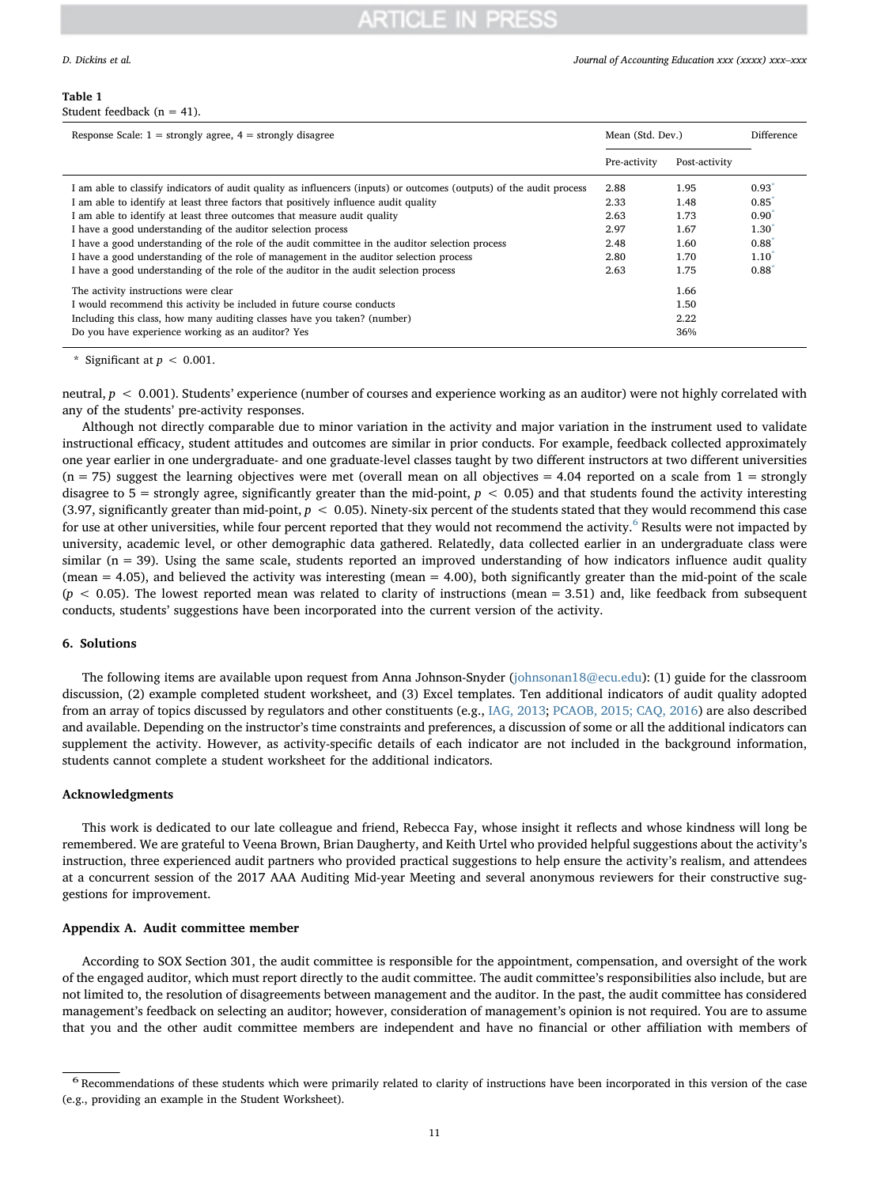**Table 1**
Student feedback (n = 41).

| Response Scale: 1 = strongly agree, 4 = strongly disagree | Mean (Std. Dev.) | | Difference |
|---|---|---|---|
| | Pre-activity | Post-activity | |
| I am able to classify indicators of audit quality as influencers (inputs) or outcomes (outputs) of the audit process | 2.88 | 1.95 | 0.93* |
| I am able to identify at least three factors that positively influence audit quality | 2.33 | 1.48 | 0.85* |
| I am able to identify at least three outcomes that measure audit quality | 2.63 | 1.73 | 0.90* |
| I have a good understanding of the auditor selection process | 2.97 | 1.67 | 1.30* |
| I have a good understanding of the role of the audit committee in the auditor selection process | 2.48 | 1.60 | 0.88* |
| I have a good understanding of the role of management in the auditor selection process | 2.80 | 1.70 | 1.10* |
| I have a good understanding of the role of the auditor in the audit selection process | 2.63 | 1.75 | 0.88* |
| The activity instructions were clear | | 1.66 | |
| I would recommend this activity be included in future course conducts | | 1.50 | |
| Including this class, how many auditing classes have you taken? (number) | | 2.22 | |
| Do you have experience working as an auditor? Yes | | 36% | |

\* Significant at $p < 0.001$.

neutral, $p < 0.001$). Students' experience (number of courses and experience working as an auditor) were not highly correlated with any of the students' pre-activity responses.

Although not directly comparable due to minor variation in the activity and major variation in the instrument used to validate instructional efficacy, student attitudes and outcomes are similar in prior conducts. For example, feedback collected approximately one year earlier in one undergraduate- and one graduate-level classes taught by two different instructors at two different universities (n = 75) suggest the learning objectives were met (overall mean on all objectives = 4.04 reported on a scale from 1 = strongly disagree to 5 = strongly agree, significantly greater than the mid-point, $p < 0.05$) and that students found the activity interesting (3.97, significantly greater than mid-point, $p < 0.05$). Ninety-six percent of the students stated that they would recommend this case for use at other universities, while four percent reported that they would not recommend the activity.[6] Results were not impacted by university, academic level, or other demographic data gathered. Relatedly, data collected earlier in an undergraduate class were similar (n = 39). Using the same scale, students reported an improved understanding of how indicators influence audit quality (mean = 4.05), and believed the activity was interesting (mean = 4.00), both significantly greater than the mid-point of the scale ($p < 0.05$). The lowest reported mean was related to clarity of instructions (mean = 3.51) and, like feedback from subsequent conducts, students' suggestions have been incorporated into the current version of the activity.

## 6. Solutions

The following items are available upon request from Anna Johnson-Snyder (johnsonan18@ecu.edu): (1) guide for the classroom discussion, (2) example completed student worksheet, and (3) Excel templates. Ten additional indicators of audit quality adopted from an array of topics discussed by regulators and other constituents (e.g., IAG, 2013; PCAOB, 2015; CAQ, 2016) are also described and available. Depending on the instructor's time constraints and preferences, a discussion of some or all the additional indicators can supplement the activity. However, as activity-specific details of each indicator are not included in the background information, students cannot complete a student worksheet for the additional indicators.

## Acknowledgments

This work is dedicated to our late colleague and friend, Rebecca Fay, whose insight it reflects and whose kindness will long be remembered. We are grateful to Veena Brown, Brian Daugherty, and Keith Urtel who provided helpful suggestions about the activity's instruction, three experienced audit partners who provided practical suggestions to help ensure the activity's realism, and attendees at a concurrent session of the 2017 AAA Auditing Mid-year Meeting and several anonymous reviewers for their constructive suggestions for improvement.

## Appendix A. Audit committee member

According to SOX Section 301, the audit committee is responsible for the appointment, compensation, and oversight of the work of the engaged auditor, which must report directly to the audit committee. The audit committee's responsibilities also include, but are not limited to, the resolution of disagreements between management and the auditor. In the past, the audit committee has considered management's feedback on selecting an auditor; however, consideration of management's opinion is not required. You are to assume that you and the other audit committee members are independent and have no financial or other affiliation with members of

---

[6] Recommendations of these students which were primarily related to clarity of instructions have been incorporated in this version of the case (e.g., providing an example in the Student Worksheet).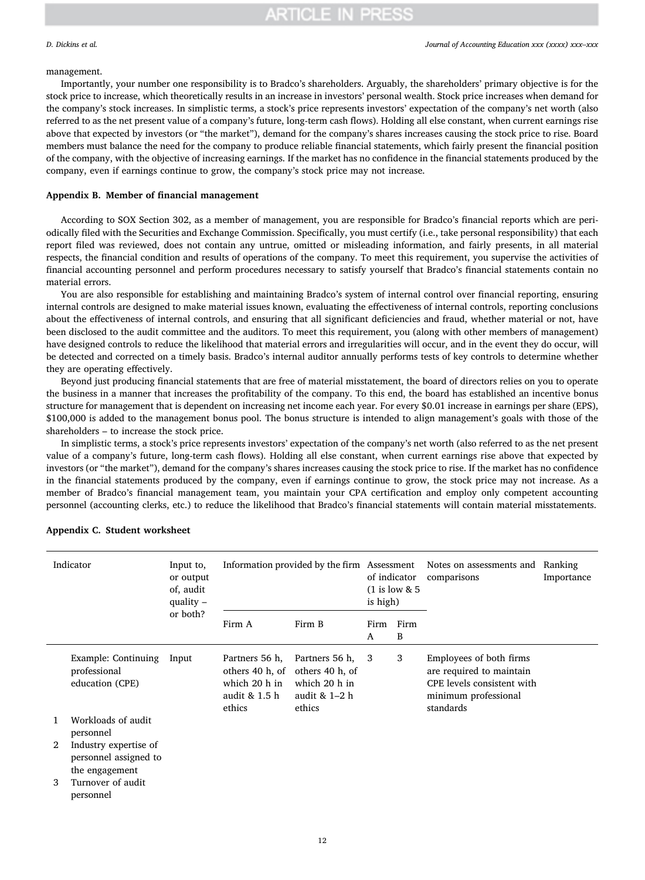management.

Importantly, your number one responsibility is to Bradco's shareholders. Arguably, the shareholders' primary objective is for the stock price to increase, which theoretically results in an increase in investors' personal wealth. Stock price increases when demand for the company's stock increases. In simplistic terms, a stock's price represents investors' expectation of the company's net worth (also referred to as the net present value of a company's future, long-term cash flows). Holding all else constant, when current earnings rise above that expected by investors (or "the market"), demand for the company's shares increases causing the stock price to rise. Board members must balance the need for the company to produce reliable financial statements, which fairly present the financial position of the company, with the objective of increasing earnings. If the market has no confidence in the financial statements produced by the company, even if earnings continue to grow, the company's stock price may not increase.

## Appendix B. Member of financial management

According to SOX Section 302, as a member of management, you are responsible for Bradco's financial reports which are periodically filed with the Securities and Exchange Commission. Specifically, you must certify (i.e., take personal responsibility) that each report filed was reviewed, does not contain any untrue, omitted or misleading information, and fairly presents, in all material respects, the financial condition and results of operations of the company. To meet this requirement, you supervise the activities of financial accounting personnel and perform procedures necessary to satisfy yourself that Bradco's financial statements contain no material errors.

You are also responsible for establishing and maintaining Bradco's system of internal control over financial reporting, ensuring internal controls are designed to make material issues known, evaluating the effectiveness of internal controls, reporting conclusions about the effectiveness of internal controls, and ensuring that all significant deficiencies and fraud, whether material or not, have been disclosed to the audit committee and the auditors. To meet this requirement, you (along with other members of management) have designed controls to reduce the likelihood that material errors and irregularities will occur, and in the event they do occur, will be detected and corrected on a timely basis. Bradco's internal auditor annually performs tests of key controls to determine whether they are operating effectively.

Beyond just producing financial statements that are free of material misstatement, the board of directors relies on you to operate the business in a manner that increases the profitability of the company. To this end, the board has established an incentive bonus structure for management that is dependent on increasing net income each year. For every $0.01 increase in earnings per share (EPS), $100,000 is added to the management bonus pool. The bonus structure is intended to align management's goals with those of the shareholders – to increase the stock price.

In simplistic terms, a stock's price represents investors' expectation of the company's net worth (also referred to as the net present value of a company's future, long-term cash flows). Holding all else constant, when current earnings rise above that expected by investors (or "the market"), demand for the company's shares increases causing the stock price to rise. If the market has no confidence in the financial statements produced by the company, even if earnings continue to grow, the stock price may not increase. As a member of Bradco's financial management team, you maintain your CPA certification and employ only competent accounting personnel (accounting clerks, etc.) to reduce the likelihood that Bradco's financial statements will contain material misstatements.

## Appendix C. Student worksheet

| | Indicator | Input to, or output of, audit quality – or both? | Information provided by the firm | | Assessment of indicator (1 is low & 5 is high) | | Notes on assessments and comparisons | Ranking Importance |
|---|---|---|---|---|---|---|---|---|
| | | | Firm A | Firm B | Firm A | Firm B | | |
| | Example: Continuing professional education (CPE) | Input | Partners 56 h, others 40 h, of which 20 h in audit & 1.5 h ethics | Partners 56 h, others 40 h, of which 20 h in audit & 1–2 h ethics | 3 | 3 | Employees of both firms are required to maintain CPE levels consistent with minimum professional standards | |
| 1 | Workloads of audit personnel | | | | | | | |
| 2 | Industry expertise of personnel assigned to the engagement | | | | | | | |
| 3 | Turnover of audit personnel | | | | | | | |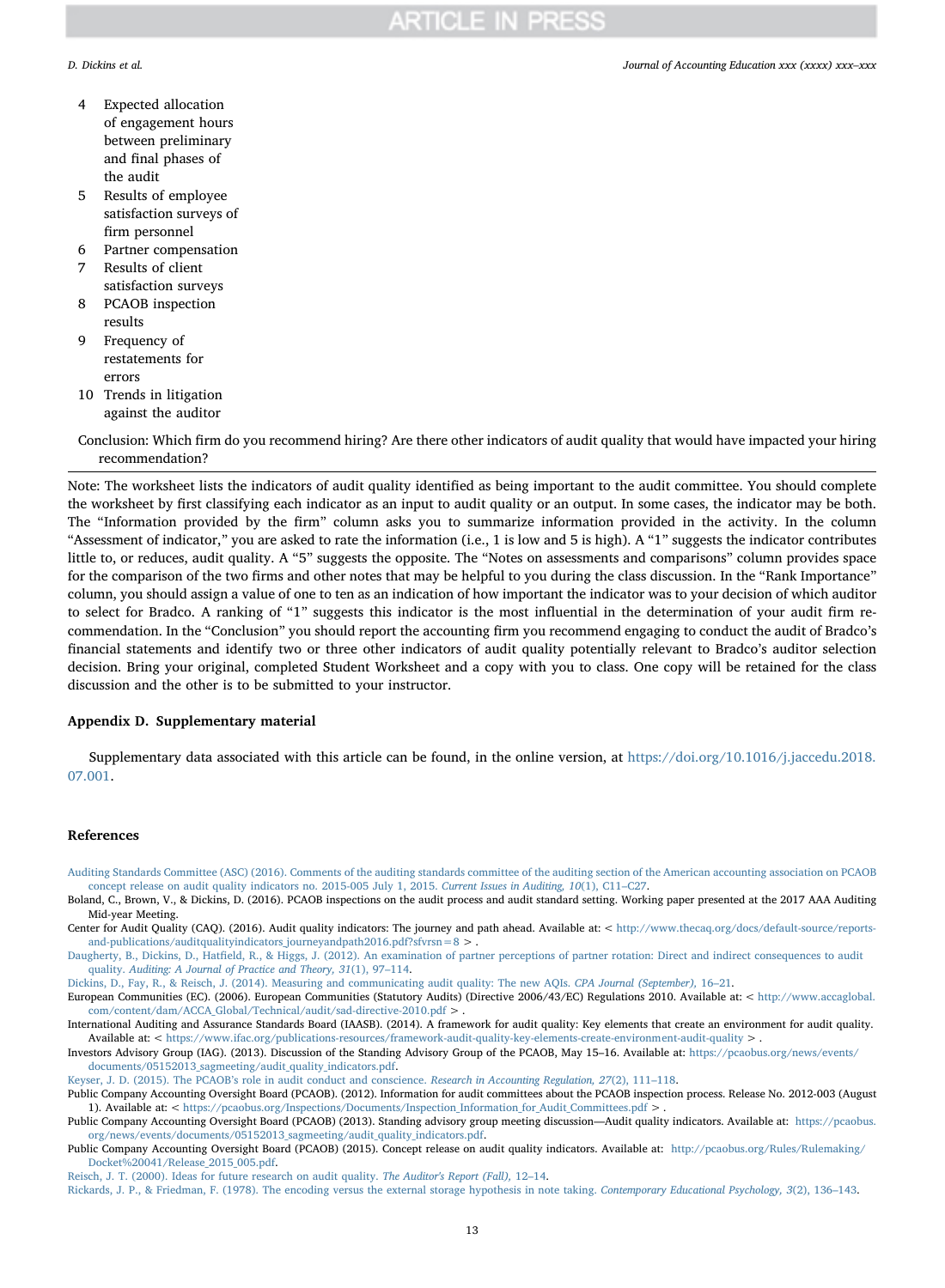4 Expected allocation of engagement hours between preliminary and final phases of the audit
5 Results of employee satisfaction surveys of firm personnel
6 Partner compensation
7 Results of client satisfaction surveys
8 PCAOB inspection results
9 Frequency of restatements for errors
10 Trends in litigation against the auditor

Conclusion: Which firm do you recommend hiring? Are there other indicators of audit quality that would have impacted your hiring recommendation?

Note: The worksheet lists the indicators of audit quality identified as being important to the audit committee. You should complete the worksheet by first classifying each indicator as an input to audit quality or an output. In some cases, the indicator may be both. The "Information provided by the firm" column asks you to summarize information provided in the activity. In the column "Assessment of indicator," you are asked to rate the information (i.e., 1 is low and 5 is high). A "1" suggests the indicator contributes little to, or reduces, audit quality. A "5" suggests the opposite. The "Notes on assessments and comparisons" column provides space for the comparison of the two firms and other notes that may be helpful to you during the class discussion. In the "Rank Importance" column, you should assign a value of one to ten as an indication of how important the indicator was to your decision of which auditor to select for Bradco. A ranking of "1" suggests this indicator is the most influential in the determination of your audit firm recommendation. In the "Conclusion" you should report the accounting firm you recommend engaging to conduct the audit of Bradco's financial statements and identify two or three other indicators of audit quality potentially relevant to Bradco's auditor selection decision. Bring your original, completed Student Worksheet and a copy with you to class. One copy will be retained for the class discussion and the other is to be submitted to your instructor.

## Appendix D. Supplementary material

Supplementary data associated with this article can be found, in the online version, at https://doi.org/10.1016/j.jaccedu.2018.07.001.

## References

Auditing Standards Committee (ASC) (2016). Comments of the auditing standards committee of the auditing section of the American accounting association on PCAOB concept release on audit quality indicators no. 2015-005 July 1, 2015. *Current Issues in Auditing, 10*(1), C11–C27.

Boland, C., Brown, V., & Dickins, D. (2016). PCAOB inspections on the audit process and audit standard setting. Working paper presented at the 2017 AAA Auditing Mid-year Meeting.

Center for Audit Quality (CAQ). (2016). Audit quality indicators: The journey and path ahead. Available at: < http://www.thecaq.org/docs/default-source/reports-and-publications/auditqualityindicators_journeyandpath2016.pdf?sfvrsn=8 > .

Daugherty, B., Dickins, D., Hatfield, R., & Higgs, J. (2012). An examination of partner perceptions of partner rotation: Direct and indirect consequences to audit quality. *Auditing: A Journal of Practice and Theory, 31*(1), 97–114.

Dickins, D., Fay, R., & Reisch, J. (2014). Measuring and communicating audit quality: The new AQIs. *CPA Journal (September)*, 16–21.

European Communities (EC). (2006). European Communities (Statutory Audits) (Directive 2006/43/EC) Regulations 2010. Available at: < http://www.accaglobal.com/content/dam/ACCA_Global/Technical/audit/sad-directive-2010.pdf > .

International Auditing and Assurance Standards Board (IAASB). (2014). A framework for audit quality: Key elements that create an environment for audit quality. Available at: < https://www.ifac.org/publications-resources/framework-audit-quality-key-elements-create-environment-audit-quality > .

Investors Advisory Group (IAG). (2013). Discussion of the Standing Advisory Group of the PCAOB, May 15–16. Available at: https://pcaobus.org/news/events/documents/05152013_sagmeeting/audit_quality_indicators.pdf.

Keyser, J. D. (2015). The PCAOB's role in audit conduct and conscience. *Research in Accounting Regulation, 27*(2), 111–118.

Public Company Accounting Oversight Board (PCAOB). (2012). Information for audit committees about the PCAOB inspection process. Release No. 2012-003 (August 1). Available at: < https://pcaobus.org/Inspections/Documents/Inspection_Information_for_Audit_Committees.pdf > .

Public Company Accounting Oversight Board (PCAOB) (2013). Standing advisory group meeting discussion—Audit quality indicators. Available at: https://pcaobus.org/news/events/documents/05152013_sagmeeting/audit_quality_indicators.pdf.

Public Company Accounting Oversight Board (PCAOB) (2015). Concept release on audit quality indicators. Available at: http://pcaobus.org/Rules/Rulemaking/Docket%20041/Release_2015_005.pdf.

Reisch, J. T. (2000). Ideas for future research on audit quality. *The Auditor's Report (Fall)*, 12–14.

Rickards, J. P., & Friedman, F. (1978). The encoding versus the external storage hypothesis in note taking. *Contemporary Educational Psychology, 3*(2), 136–143.